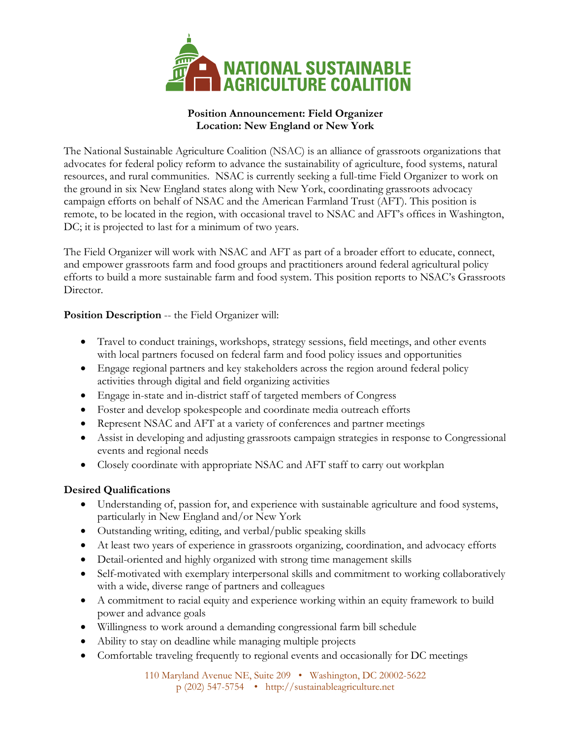# NATIONAL SUSTAINABLE AGRICULTURE COALITION

**Position Announcement: Field Organizer**
**Location: New England or New York**

The National Sustainable Agriculture Coalition (NSAC) is an alliance of grassroots organizations that advocates for federal policy reform to advance the sustainability of agriculture, food systems, natural resources, and rural communities. NSAC is currently seeking a full-time Field Organizer to work on the ground in six New England states along with New York, coordinating grassroots advocacy campaign efforts on behalf of NSAC and the American Farmland Trust (AFT). This position is remote, to be located in the region, with occasional travel to NSAC and AFT's offices in Washington, DC; it is projected to last for a minimum of two years.

The Field Organizer will work with NSAC and AFT as part of a broader effort to educate, connect, and empower grassroots farm and food groups and practitioners around federal agricultural policy efforts to build a more sustainable farm and food system. This position reports to NSAC's Grassroots Director.

**Position Description** -- the Field Organizer will:

- Travel to conduct trainings, workshops, strategy sessions, field meetings, and other events with local partners focused on federal farm and food policy issues and opportunities
- Engage regional partners and key stakeholders across the region around federal policy activities through digital and field organizing activities
- Engage in-state and in-district staff of targeted members of Congress
- Foster and develop spokespeople and coordinate media outreach efforts
- Represent NSAC and AFT at a variety of conferences and partner meetings
- Assist in developing and adjusting grassroots campaign strategies in response to Congressional events and regional needs
- Closely coordinate with appropriate NSAC and AFT staff to carry out workplan

**Desired Qualifications**

- Understanding of, passion for, and experience with sustainable agriculture and food systems, particularly in New England and/or New York
- Outstanding writing, editing, and verbal/public speaking skills
- At least two years of experience in grassroots organizing, coordination, and advocacy efforts
- Detail-oriented and highly organized with strong time management skills
- Self-motivated with exemplary interpersonal skills and commitment to working collaboratively with a wide, diverse range of partners and colleagues
- A commitment to racial equity and experience working within an equity framework to build power and advance goals
- Willingness to work around a demanding congressional farm bill schedule
- Ability to stay on deadline while managing multiple projects
- Comfortable traveling frequently to regional events and occasionally for DC meetings

110 Maryland Avenue NE, Suite 209 • Washington, DC 20002-5622
p (202) 547-5754 • http://sustainableagriculture.net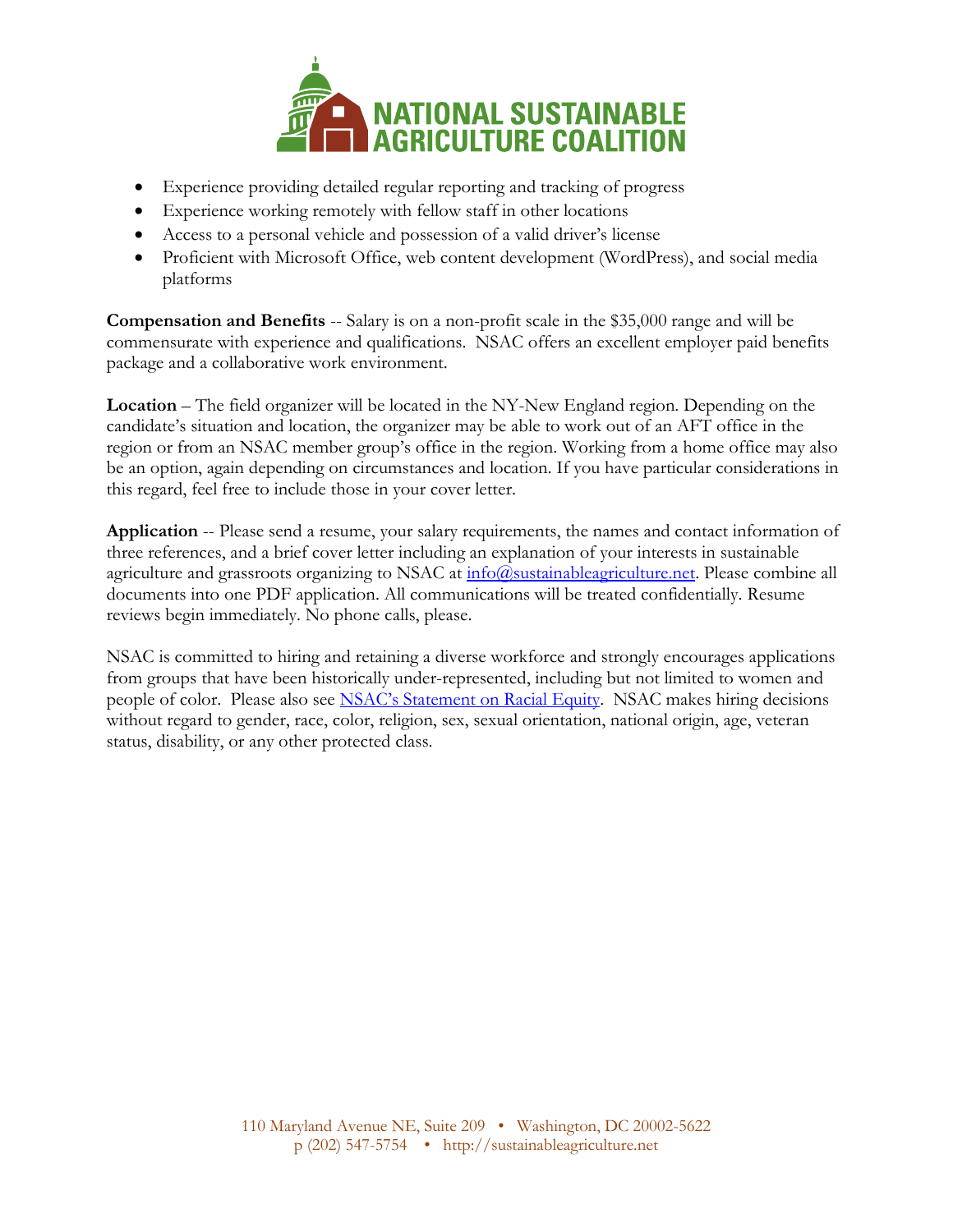- Experience providing detailed regular reporting and tracking of progress
- Experience working remotely with fellow staff in other locations
- Access to a personal vehicle and possession of a valid driver's license
- Proficient with Microsoft Office, web content development (WordPress), and social media platforms

**Compensation and Benefits** -- Salary is on a non-profit scale in the $35,000 range and will be commensurate with experience and qualifications. NSAC offers an excellent employer paid benefits package and a collaborative work environment.

**Location** – The field organizer will be located in the NY-New England region. Depending on the candidate's situation and location, the organizer may be able to work out of an AFT office in the region or from an NSAC member group's office in the region. Working from a home office may also be an option, again depending on circumstances and location. If you have particular considerations in this regard, feel free to include those in your cover letter.

**Application** -- Please send a resume, your salary requirements, the names and contact information of three references, and a brief cover letter including an explanation of your interests in sustainable agriculture and grassroots organizing to NSAC at info@sustainableagriculture.net. Please combine all documents into one PDF application. All communications will be treated confidentially. Resume reviews begin immediately. No phone calls, please.

NSAC is committed to hiring and retaining a diverse workforce and strongly encourages applications from groups that have been historically under-represented, including but not limited to women and people of color. Please also see NSAC's Statement on Racial Equity. NSAC makes hiring decisions without regard to gender, race, color, religion, sex, sexual orientation, national origin, age, veteran status, disability, or any other protected class.